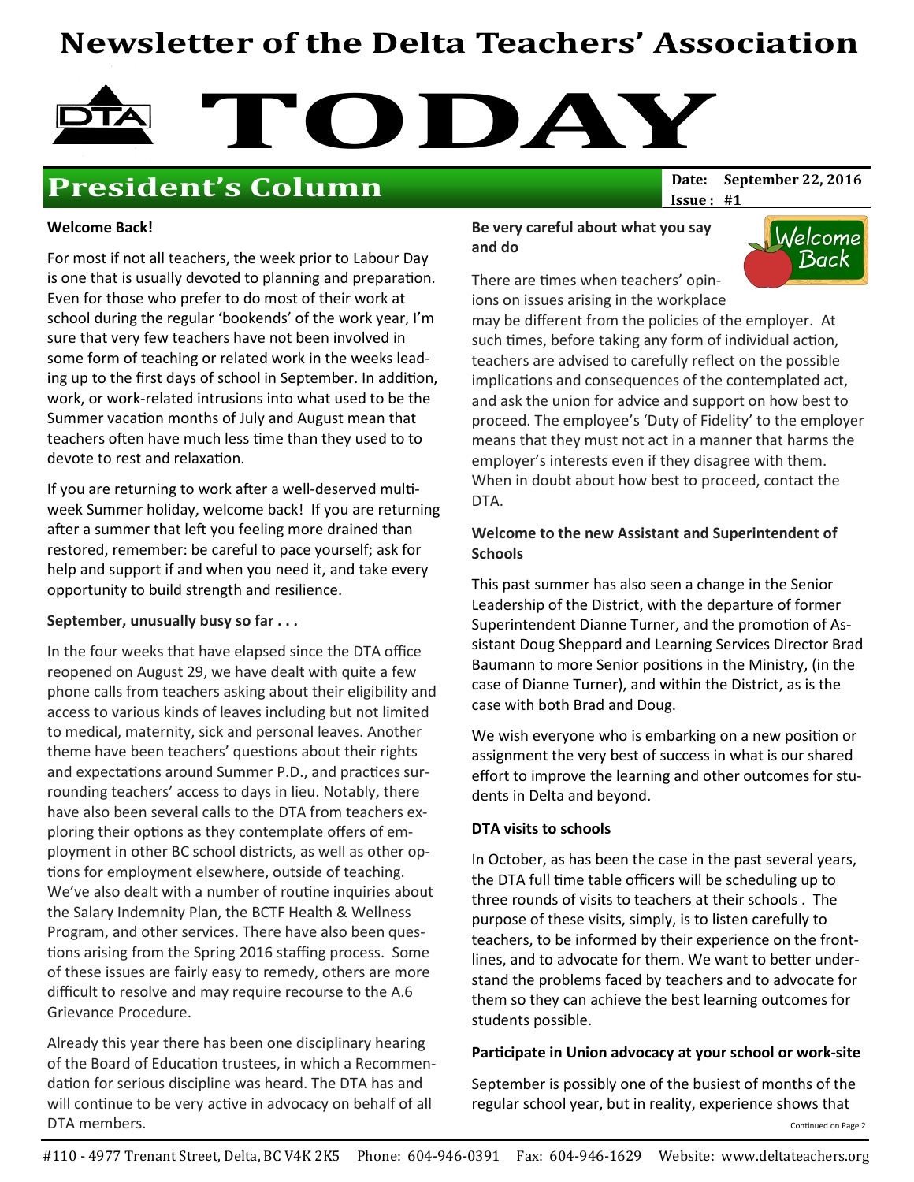# Newsletter of the Delta Teachers' Association

# TODAY

## President's Column

**Date:** September 22, 2016
**Issue:** #1

**Welcome Back!**

For most if not all teachers, the week prior to Labour Day is one that is usually devoted to planning and preparation. Even for those who prefer to do most of their work at school during the regular 'bookends' of the work year, I'm sure that very few teachers have not been involved in some form of teaching or related work in the weeks leading up to the first days of school in September. In addition, work, or work-related intrusions into what used to be the Summer vacation months of July and August mean that teachers often have much less time than they used to to devote to rest and relaxation.

If you are returning to work after a well-deserved multi-week Summer holiday, welcome back! If you are returning after a summer that left you feeling more drained than restored, remember: be careful to pace yourself; ask for help and support if and when you need it, and take every opportunity to build strength and resilience.

**September, unusually busy so far . . .**

In the four weeks that have elapsed since the DTA office reopened on August 29, we have dealt with quite a few phone calls from teachers asking about their eligibility and access to various kinds of leaves including but not limited to medical, maternity, sick and personal leaves. Another theme have been teachers' questions about their rights and expectations around Summer P.D., and practices surrounding teachers' access to days in lieu. Notably, there have also been several calls to the DTA from teachers exploring their options as they contemplate offers of employment in other BC school districts, as well as other options for employment elsewhere, outside of teaching. We've also dealt with a number of routine inquiries about the Salary Indemnity Plan, the BCTF Health & Wellness Program, and other services. There have also been questions arising from the Spring 2016 staffing process. Some of these issues are fairly easy to remedy, others are more difficult to resolve and may require recourse to the A.6 Grievance Procedure.

Already this year there has been one disciplinary hearing of the Board of Education trustees, in which a Recommendation for serious discipline was heard. The DTA has and will continue to be very active in advocacy on behalf of all DTA members.

**Be very careful about what you say and do**

There are times when teachers' opinions on issues arising in the workplace may be different from the policies of the employer. At such times, before taking any form of individual action, teachers are advised to carefully reflect on the possible implications and consequences of the contemplated act, and ask the union for advice and support on how best to proceed. The employee's 'Duty of Fidelity' to the employer means that they must not act in a manner that harms the employer's interests even if they disagree with them. When in doubt about how best to proceed, contact the DTA.

**Welcome to the new Assistant and Superintendent of Schools**

This past summer has also seen a change in the Senior Leadership of the District, with the departure of former Superintendent Dianne Turner, and the promotion of Assistant Doug Sheppard and Learning Services Director Brad Baumann to more Senior positions in the Ministry, (in the case of Dianne Turner), and within the District, as is the case with both Brad and Doug.

We wish everyone who is embarking on a new position or assignment the very best of success in what is our shared effort to improve the learning and other outcomes for students in Delta and beyond.

**DTA visits to schools**

In October, as has been the case in the past several years, the DTA full time table officers will be scheduling up to three rounds of visits to teachers at their schools . The purpose of these visits, simply, is to listen carefully to teachers, to be informed by their experience on the front-lines, and to advocate for them. We want to better understand the problems faced by teachers and to advocate for them so they can achieve the best learning outcomes for students possible.

**Participate in Union advocacy at your school or work-site**

September is possibly one of the busiest of months of the regular school year, but in reality, experience shows that

Continued on Page 2

#110 - 4977 Trenant Street, Delta, BC V4K 2K5 Phone: 604-946-0391 Fax: 604-946-1629 Website: www.deltateachers.org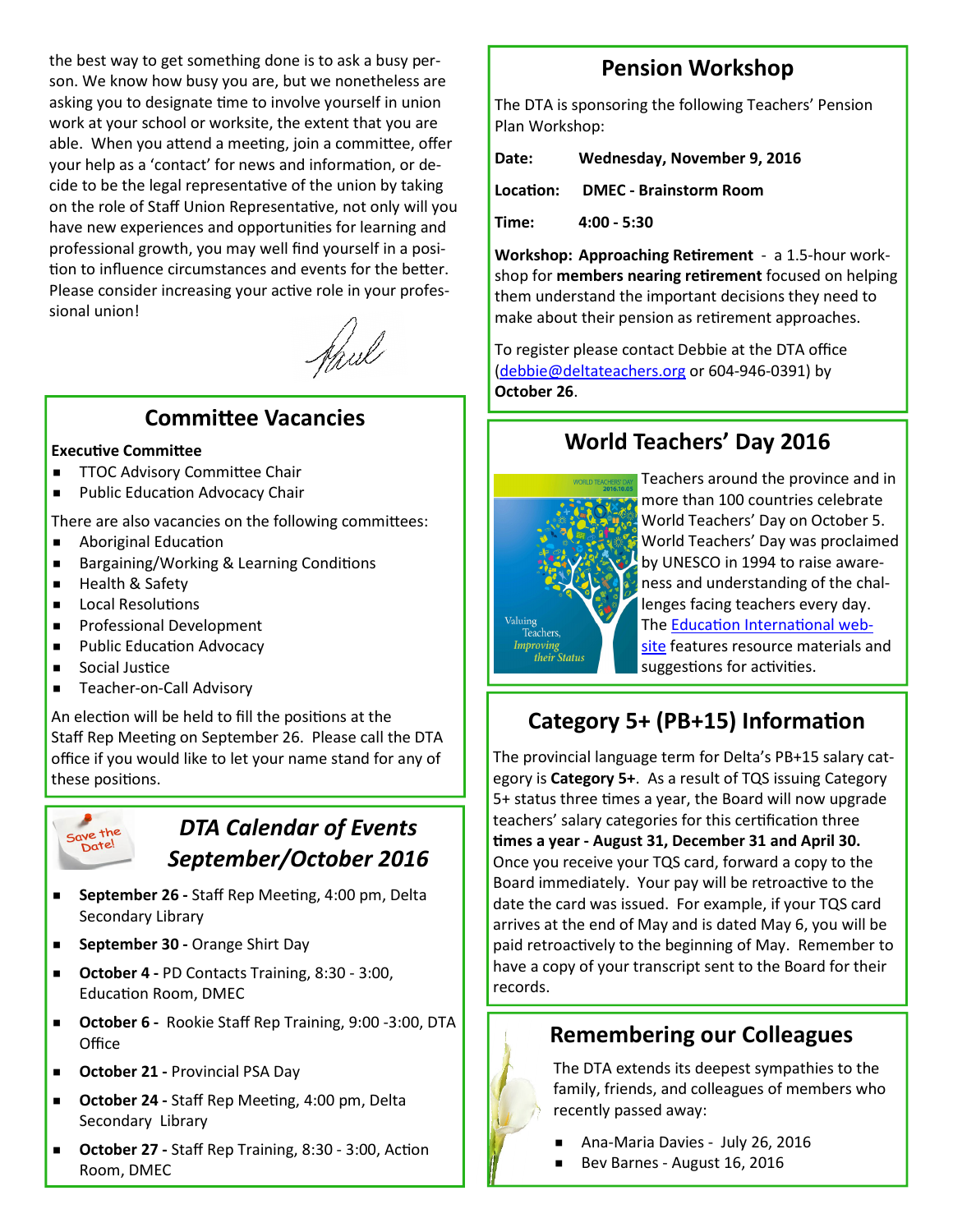the best way to get something done is to ask a busy person. We know how busy you are, but we nonetheless are asking you to designate time to involve yourself in union work at your school or worksite, the extent that you are able. When you attend a meeting, join a committee, offer your help as a 'contact' for news and information, or decide to be the legal representative of the union by taking on the role of Staff Union Representative, not only will you have new experiences and opportunities for learning and professional growth, you may well find yourself in a position to influence circumstances and events for the better. Please consider increasing your active role in your professional union!

Paul

## Committee Vacancies

**Executive Committee**

- TTOC Advisory Committee Chair
- Public Education Advocacy Chair

There are also vacancies on the following committees:

- Aboriginal Education
- Bargaining/Working & Learning Conditions
- Health & Safety
- Local Resolutions
- Professional Development
- Public Education Advocacy
- Social Justice
- Teacher-on-Call Advisory

An election will be held to fill the positions at the Staff Rep Meeting on September 26. Please call the DTA office if you would like to let your name stand for any of these positions.

## *DTA Calendar of Events September/October 2016*

Save the Date!

- **September 26 -** Staff Rep Meeting, 4:00 pm, Delta Secondary Library
- **September 30 -** Orange Shirt Day
- **October 4 -** PD Contacts Training, 8:30 - 3:00, Education Room, DMEC
- **October 6 -** Rookie Staff Rep Training, 9:00 -3:00, DTA Office
- **October 21 -** Provincial PSA Day
- **October 24 -** Staff Rep Meeting, 4:00 pm, Delta Secondary Library
- **October 27 -** Staff Rep Training, 8:30 - 3:00, Action Room, DMEC

## Pension Workshop

The DTA is sponsoring the following Teachers' Pension Plan Workshop:

**Date:** **Wednesday, November 9, 2016**

**Location:** **DMEC - Brainstorm Room**

**Time:** **4:00 - 5:30**

**Workshop: Approaching Retirement** - a 1.5-hour workshop for **members nearing retirement** focused on helping them understand the important decisions they need to make about their pension as retirement approaches.

To register please contact Debbie at the DTA office (debbie@deltateachers.org or 604-946-0391) by **October 26**.

## World Teachers' Day 2016

WORLD TEACHERS' DAY 2016.10.05

Valuing Teachers, *Improving their Status*

Teachers around the province and in more than 100 countries celebrate World Teachers' Day on October 5. World Teachers' Day was proclaimed by UNESCO in 1994 to raise awareness and understanding of the challenges facing teachers every day. The Education International website features resource materials and suggestions for activities.

## Category 5+ (PB+15) Information

The provincial language term for Delta's PB+15 salary category is **Category 5+**. As a result of TQS issuing Category 5+ status three times a year, the Board will now upgrade teachers' salary categories for this certification three **times a year - August 31, December 31 and April 30.** Once you receive your TQS card, forward a copy to the Board immediately. Your pay will be retroactive to the date the card was issued. For example, if your TQS card arrives at the end of May and is dated May 6, you will be paid retroactively to the beginning of May. Remember to have a copy of your transcript sent to the Board for their records.

## Remembering our Colleagues

The DTA extends its deepest sympathies to the family, friends, and colleagues of members who recently passed away:

- Ana-Maria Davies - July 26, 2016
- Bev Barnes - August 16, 2016